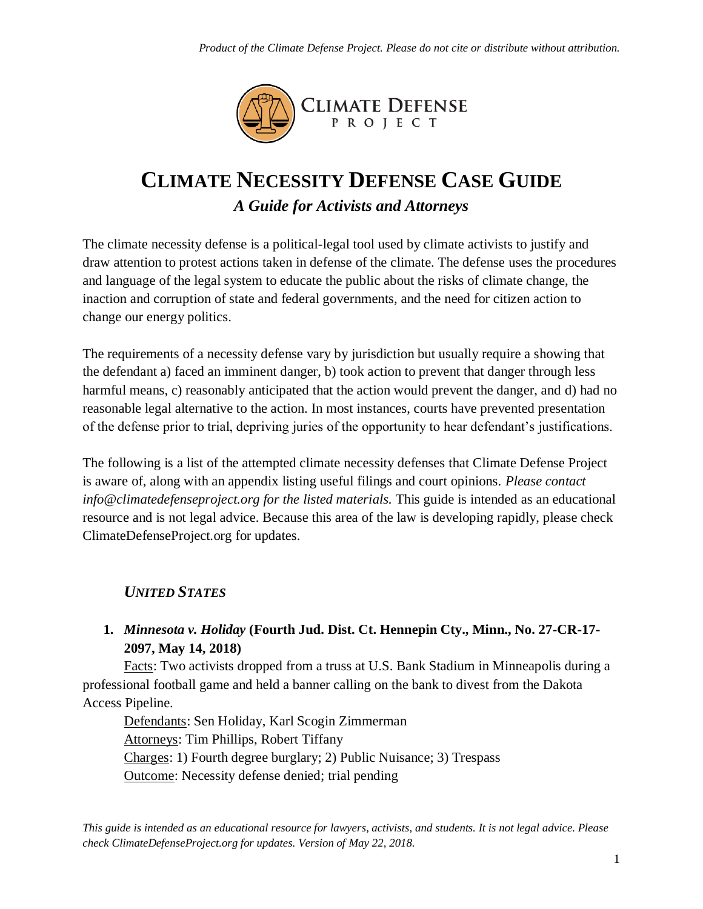# CLIMATE NECESSITY DEFENSE CASE GUIDE

## *A Guide for Activists and Attorneys*

The climate necessity defense is a political-legal tool used by climate activists to justify and draw attention to protest actions taken in defense of the climate. The defense uses the procedures and language of the legal system to educate the public about the risks of climate change, the inaction and corruption of state and federal governments, and the need for citizen action to change our energy politics.

The requirements of a necessity defense vary by jurisdiction but usually require a showing that the defendant a) faced an imminent danger, b) took action to prevent that danger through less harmful means, c) reasonably anticipated that the action would prevent the danger, and d) had no reasonable legal alternative to the action. In most instances, courts have prevented presentation of the defense prior to trial, depriving juries of the opportunity to hear defendant's justifications.

The following is a list of the attempted climate necessity defenses that Climate Defense Project is aware of, along with an appendix listing useful filings and court opinions. *Please contact info@climatedefenseproject.org for the listed materials.* This guide is intended as an educational resource and is not legal advice. Because this area of the law is developing rapidly, please check ClimateDefenseProject.org for updates.

### *UNITED STATES*

1. ***Minnesota v. Holiday* (Fourth Jud. Dist. Ct. Hennepin Cty., Minn., No. 27-CR-17-2097, May 14, 2018)**

   Facts: Two activists dropped from a truss at U.S. Bank Stadium in Minneapolis during a professional football game and held a banner calling on the bank to divest from the Dakota Access Pipeline.

   Defendants: Sen Holiday, Karl Scogin Zimmerman

   Attorneys: Tim Phillips, Robert Tiffany

   Charges: 1) Fourth degree burglary; 2) Public Nuisance; 3) Trespass

   Outcome: Necessity defense denied; trial pending

*This guide is intended as an educational resource for lawyers, activists, and students. It is not legal advice. Please check ClimateDefenseProject.org for updates. Version of May 22, 2018.*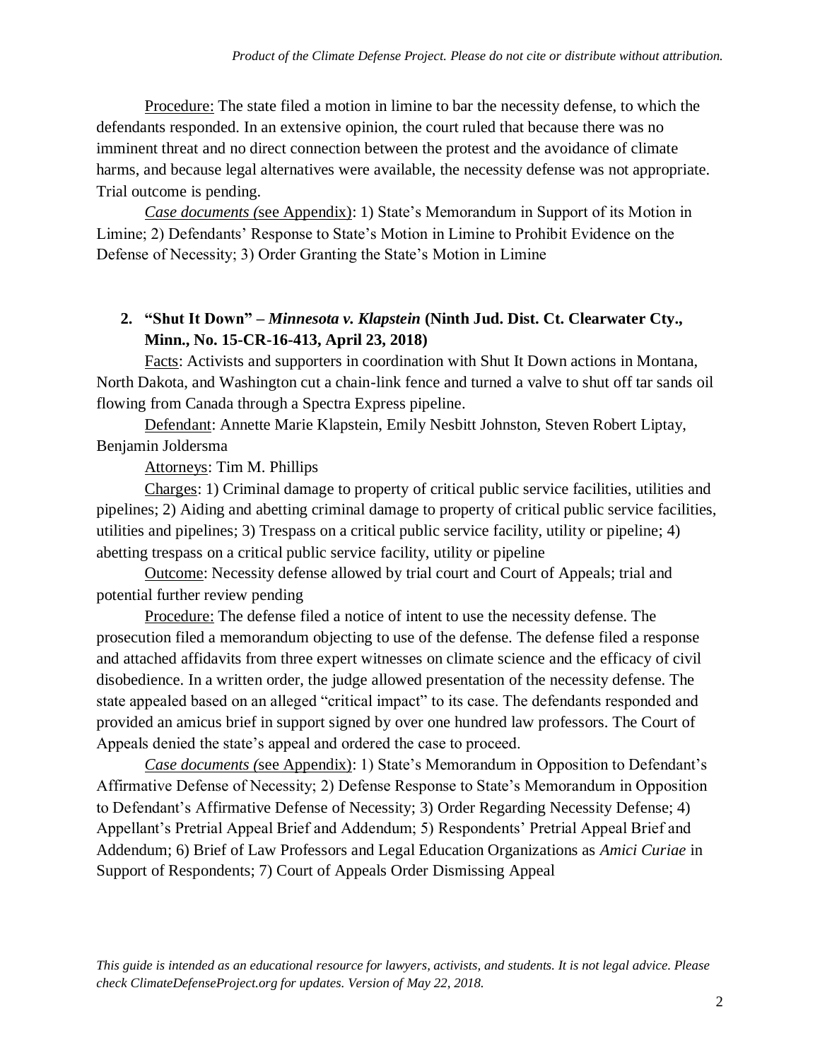Procedure: The state filed a motion in limine to bar the necessity defense, to which the defendants responded. In an extensive opinion, the court ruled that because there was no imminent threat and no direct connection between the protest and the avoidance of climate harms, and because legal alternatives were available, the necessity defense was not appropriate. Trial outcome is pending.

*Case documents (*see Appendix): 1) State's Memorandum in Support of its Motion in Limine; 2) Defendants' Response to State's Motion in Limine to Prohibit Evidence on the Defense of Necessity; 3) Order Granting the State's Motion in Limine

2. **"Shut It Down" – *Minnesota v. Klapstein* (Ninth Jud. Dist. Ct. Clearwater Cty., Minn., No. 15-CR-16-413, April 23, 2018)**

Facts: Activists and supporters in coordination with Shut It Down actions in Montana, North Dakota, and Washington cut a chain-link fence and turned a valve to shut off tar sands oil flowing from Canada through a Spectra Express pipeline.

Defendant: Annette Marie Klapstein, Emily Nesbitt Johnston, Steven Robert Liptay, Benjamin Joldersma

Attorneys: Tim M. Phillips

Charges: 1) Criminal damage to property of critical public service facilities, utilities and pipelines; 2) Aiding and abetting criminal damage to property of critical public service facilities, utilities and pipelines; 3) Trespass on a critical public service facility, utility or pipeline; 4) abetting trespass on a critical public service facility, utility or pipeline

Outcome: Necessity defense allowed by trial court and Court of Appeals; trial and potential further review pending

Procedure: The defense filed a notice of intent to use the necessity defense. The prosecution filed a memorandum objecting to use of the defense. The defense filed a response and attached affidavits from three expert witnesses on climate science and the efficacy of civil disobedience. In a written order, the judge allowed presentation of the necessity defense. The state appealed based on an alleged "critical impact" to its case. The defendants responded and provided an amicus brief in support signed by over one hundred law professors. The Court of Appeals denied the state's appeal and ordered the case to proceed.

*Case documents (*see Appendix): 1) State's Memorandum in Opposition to Defendant's Affirmative Defense of Necessity; 2) Defense Response to State's Memorandum in Opposition to Defendant's Affirmative Defense of Necessity; 3) Order Regarding Necessity Defense; 4) Appellant's Pretrial Appeal Brief and Addendum; 5) Respondents' Pretrial Appeal Brief and Addendum; 6) Brief of Law Professors and Legal Education Organizations as *Amici Curiae* in Support of Respondents; 7) Court of Appeals Order Dismissing Appeal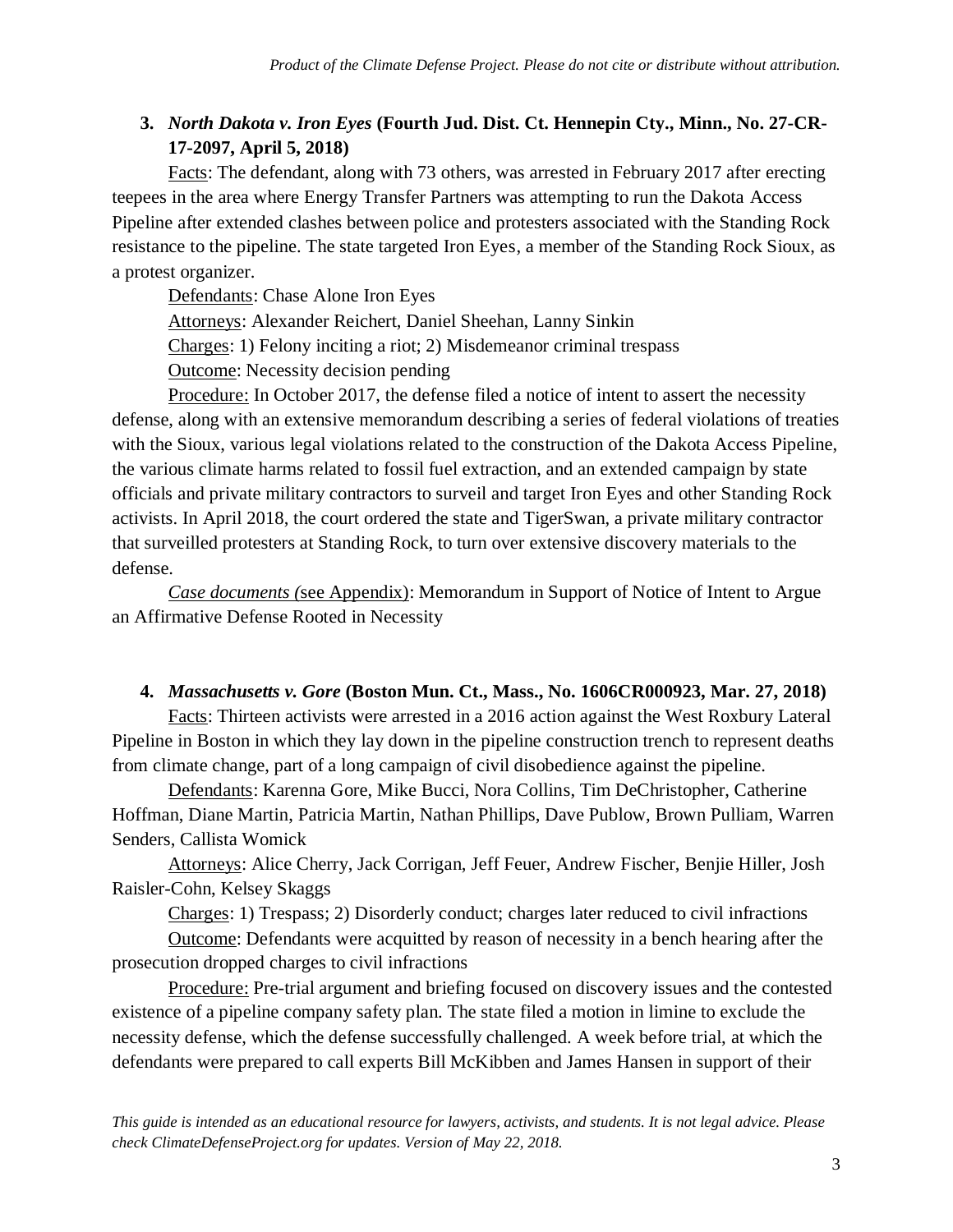**3. *North Dakota v. Iron Eyes* (Fourth Jud. Dist. Ct. Hennepin Cty., Minn., No. 27-CR-17-2097, April 5, 2018)**

Facts: The defendant, along with 73 others, was arrested in February 2017 after erecting teepees in the area where Energy Transfer Partners was attempting to run the Dakota Access Pipeline after extended clashes between police and protesters associated with the Standing Rock resistance to the pipeline. The state targeted Iron Eyes, a member of the Standing Rock Sioux, as a protest organizer.

Defendants: Chase Alone Iron Eyes

Attorneys: Alexander Reichert, Daniel Sheehan, Lanny Sinkin

Charges: 1) Felony inciting a riot; 2) Misdemeanor criminal trespass

Outcome: Necessity decision pending

Procedure: In October 2017, the defense filed a notice of intent to assert the necessity defense, along with an extensive memorandum describing a series of federal violations of treaties with the Sioux, various legal violations related to the construction of the Dakota Access Pipeline, the various climate harms related to fossil fuel extraction, and an extended campaign by state officials and private military contractors to surveil and target Iron Eyes and other Standing Rock activists. In April 2018, the court ordered the state and TigerSwan, a private military contractor that surveilled protesters at Standing Rock, to turn over extensive discovery materials to the defense.

*Case documents (*see Appendix): Memorandum in Support of Notice of Intent to Argue an Affirmative Defense Rooted in Necessity

**4. *Massachusetts v. Gore* (Boston Mun. Ct., Mass., No. 1606CR000923, Mar. 27, 2018)**

Facts: Thirteen activists were arrested in a 2016 action against the West Roxbury Lateral Pipeline in Boston in which they lay down in the pipeline construction trench to represent deaths from climate change, part of a long campaign of civil disobedience against the pipeline.

Defendants: Karenna Gore, Mike Bucci, Nora Collins, Tim DeChristopher, Catherine Hoffman, Diane Martin, Patricia Martin, Nathan Phillips, Dave Publow, Brown Pulliam, Warren Senders, Callista Womick

Attorneys: Alice Cherry, Jack Corrigan, Jeff Feuer, Andrew Fischer, Benjie Hiller, Josh Raisler-Cohn, Kelsey Skaggs

Charges: 1) Trespass; 2) Disorderly conduct; charges later reduced to civil infractions

Outcome: Defendants were acquitted by reason of necessity in a bench hearing after the prosecution dropped charges to civil infractions

Procedure: Pre-trial argument and briefing focused on discovery issues and the contested existence of a pipeline company safety plan. The state filed a motion in limine to exclude the necessity defense, which the defense successfully challenged. A week before trial, at which the defendants were prepared to call experts Bill McKibben and James Hansen in support of their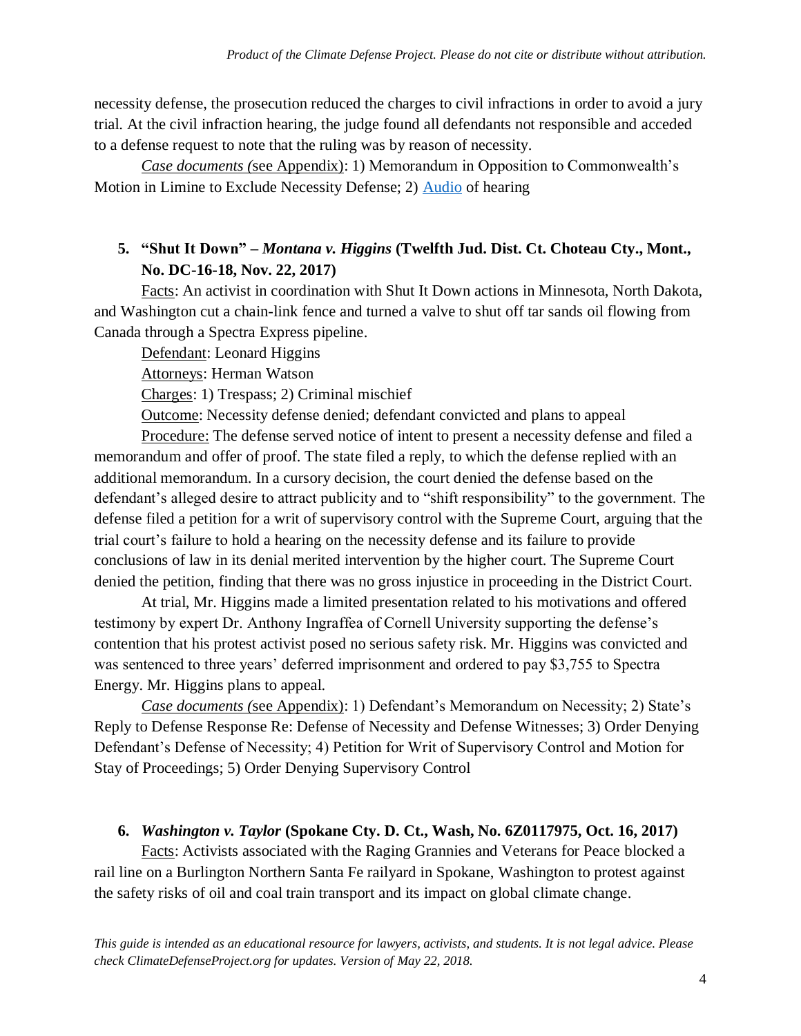necessity defense, the prosecution reduced the charges to civil infractions in order to avoid a jury trial. At the civil infraction hearing, the judge found all defendants not responsible and acceded to a defense request to note that the ruling was by reason of necessity.

*Case documents (*see Appendix): 1) Memorandum in Opposition to Commonwealth's Motion in Limine to Exclude Necessity Defense; 2) Audio of hearing

### 5. "Shut It Down" – *Montana v. Higgins* (Twelfth Jud. Dist. Ct. Choteau Cty., Mont., No. DC-16-18, Nov. 22, 2017)

Facts: An activist in coordination with Shut It Down actions in Minnesota, North Dakota, and Washington cut a chain-link fence and turned a valve to shut off tar sands oil flowing from Canada through a Spectra Express pipeline.

Defendant: Leonard Higgins

Attorneys: Herman Watson

Charges: 1) Trespass; 2) Criminal mischief

Outcome: Necessity defense denied; defendant convicted and plans to appeal

Procedure: The defense served notice of intent to present a necessity defense and filed a memorandum and offer of proof. The state filed a reply, to which the defense replied with an additional memorandum. In a cursory decision, the court denied the defense based on the defendant's alleged desire to attract publicity and to "shift responsibility" to the government. The defense filed a petition for a writ of supervisory control with the Supreme Court, arguing that the trial court's failure to hold a hearing on the necessity defense and its failure to provide conclusions of law in its denial merited intervention by the higher court. The Supreme Court denied the petition, finding that there was no gross injustice in proceeding in the District Court.

At trial, Mr. Higgins made a limited presentation related to his motivations and offered testimony by expert Dr. Anthony Ingraffea of Cornell University supporting the defense's contention that his protest activist posed no serious safety risk. Mr. Higgins was convicted and was sentenced to three years' deferred imprisonment and ordered to pay $3,755 to Spectra Energy. Mr. Higgins plans to appeal.

*Case documents (*see Appendix): 1) Defendant's Memorandum on Necessity; 2) State's Reply to Defense Response Re: Defense of Necessity and Defense Witnesses; 3) Order Denying Defendant's Defense of Necessity; 4) Petition for Writ of Supervisory Control and Motion for Stay of Proceedings; 5) Order Denying Supervisory Control

### 6. *Washington v. Taylor* (Spokane Cty. D. Ct., Wash, No. 6Z0117975, Oct. 16, 2017)

Facts: Activists associated with the Raging Grannies and Veterans for Peace blocked a rail line on a Burlington Northern Santa Fe railyard in Spokane, Washington to protest against the safety risks of oil and coal train transport and its impact on global climate change.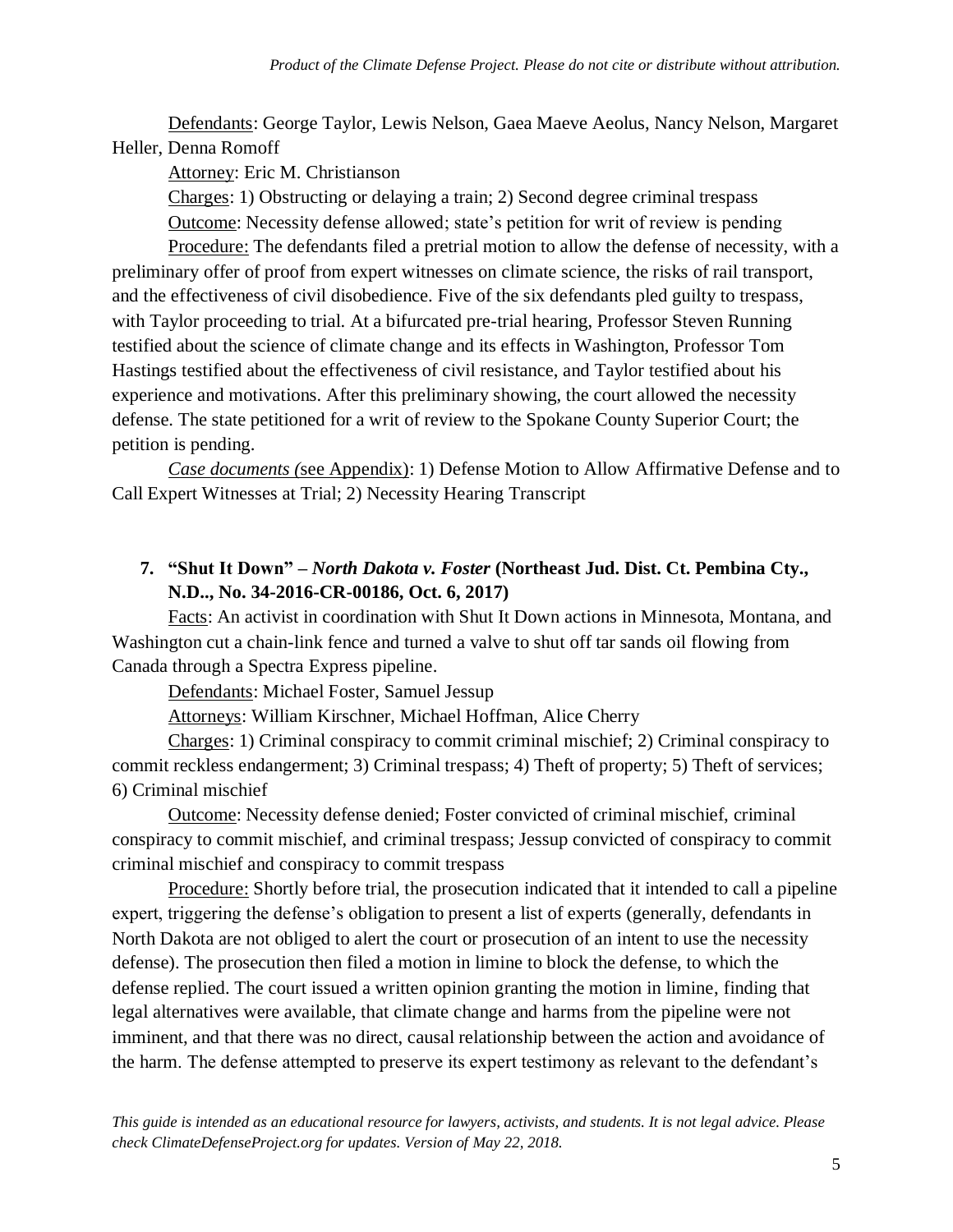<u>Defendants</u>: George Taylor, Lewis Nelson, Gaea Maeve Aeolus, Nancy Nelson, Margaret Heller, Denna Romoff

<u>Attorney</u>: Eric M. Christianson

<u>Charges</u>: 1) Obstructing or delaying a train; 2) Second degree criminal trespass

<u>Outcome</u>: Necessity defense allowed; state's petition for writ of review is pending

<u>Procedure:</u> The defendants filed a pretrial motion to allow the defense of necessity, with a preliminary offer of proof from expert witnesses on climate science, the risks of rail transport, and the effectiveness of civil disobedience. Five of the six defendants pled guilty to trespass, with Taylor proceeding to trial. At a bifurcated pre-trial hearing, Professor Steven Running testified about the science of climate change and its effects in Washington, Professor Tom Hastings testified about the effectiveness of civil resistance, and Taylor testified about his experience and motivations. After this preliminary showing, the court allowed the necessity defense. The state petitioned for a writ of review to the Spokane County Superior Court; the petition is pending.

*<u>Case documents (</u>*<u>see Appendix</u>): 1) Defense Motion to Allow Affirmative Defense and to Call Expert Witnesses at Trial; 2) Necessity Hearing Transcript

### 7. "Shut It Down" – *North Dakota v. Foster* (Northeast Jud. Dist. Ct. Pembina Cty., N.D.., No. 34-2016-CR-00186, Oct. 6, 2017)

<u>Facts</u>: An activist in coordination with Shut It Down actions in Minnesota, Montana, and Washington cut a chain-link fence and turned a valve to shut off tar sands oil flowing from Canada through a Spectra Express pipeline.

<u>Defendants</u>: Michael Foster, Samuel Jessup

<u>Attorneys</u>: William Kirschner, Michael Hoffman, Alice Cherry

<u>Charges</u>: 1) Criminal conspiracy to commit criminal mischief; 2) Criminal conspiracy to commit reckless endangerment; 3) Criminal trespass; 4) Theft of property; 5) Theft of services; 6) Criminal mischief

<u>Outcome</u>: Necessity defense denied; Foster convicted of criminal mischief, criminal conspiracy to commit mischief, and criminal trespass; Jessup convicted of conspiracy to commit criminal mischief and conspiracy to commit trespass

<u>Procedure:</u> Shortly before trial, the prosecution indicated that it intended to call a pipeline expert, triggering the defense's obligation to present a list of experts (generally, defendants in North Dakota are not obliged to alert the court or prosecution of an intent to use the necessity defense). The prosecution then filed a motion in limine to block the defense, to which the defense replied. The court issued a written opinion granting the motion in limine, finding that legal alternatives were available, that climate change and harms from the pipeline were not imminent, and that there was no direct, causal relationship between the action and avoidance of the harm. The defense attempted to preserve its expert testimony as relevant to the defendant's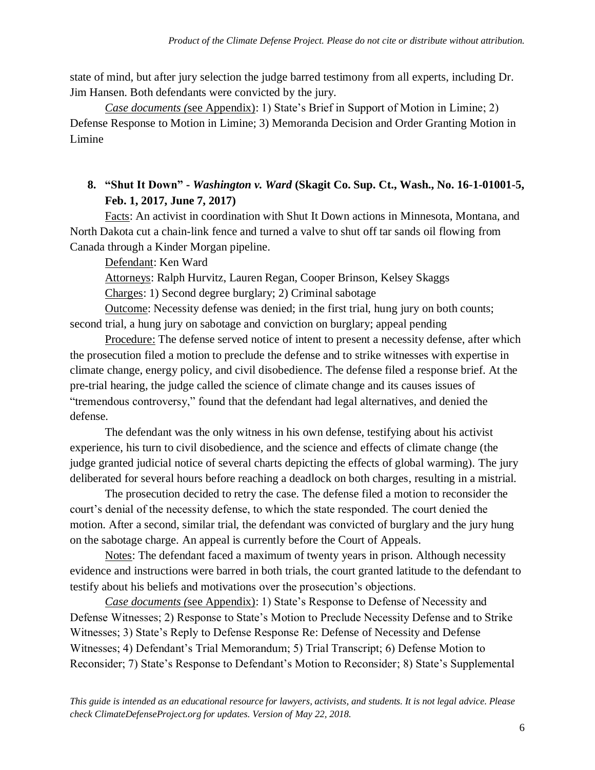state of mind, but after jury selection the judge barred testimony from all experts, including Dr. Jim Hansen. Both defendants were convicted by the jury.

*Case documents (*see Appendix): 1) State's Brief in Support of Motion in Limine; 2) Defense Response to Motion in Limine; 3) Memoranda Decision and Order Granting Motion in Limine

**8. "Shut It Down" - *Washington v. Ward* (Skagit Co. Sup. Ct., Wash., No. 16-1-01001-5, Feb. 1, 2017, June 7, 2017)**

Facts: An activist in coordination with Shut It Down actions in Minnesota, Montana, and North Dakota cut a chain-link fence and turned a valve to shut off tar sands oil flowing from Canada through a Kinder Morgan pipeline.

Defendant: Ken Ward

Attorneys: Ralph Hurvitz, Lauren Regan, Cooper Brinson, Kelsey Skaggs

Charges: 1) Second degree burglary; 2) Criminal sabotage

Outcome: Necessity defense was denied; in the first trial, hung jury on both counts; second trial, a hung jury on sabotage and conviction on burglary; appeal pending

Procedure: The defense served notice of intent to present a necessity defense, after which the prosecution filed a motion to preclude the defense and to strike witnesses with expertise in climate change, energy policy, and civil disobedience. The defense filed a response brief. At the pre-trial hearing, the judge called the science of climate change and its causes issues of "tremendous controversy," found that the defendant had legal alternatives, and denied the defense.

The defendant was the only witness in his own defense, testifying about his activist experience, his turn to civil disobedience, and the science and effects of climate change (the judge granted judicial notice of several charts depicting the effects of global warming). The jury deliberated for several hours before reaching a deadlock on both charges, resulting in a mistrial.

The prosecution decided to retry the case. The defense filed a motion to reconsider the court's denial of the necessity defense, to which the state responded. The court denied the motion. After a second, similar trial, the defendant was convicted of burglary and the jury hung on the sabotage charge. An appeal is currently before the Court of Appeals.

Notes: The defendant faced a maximum of twenty years in prison. Although necessity evidence and instructions were barred in both trials, the court granted latitude to the defendant to testify about his beliefs and motivations over the prosecution's objections.

*Case documents (*see Appendix): 1) State's Response to Defense of Necessity and Defense Witnesses; 2) Response to State's Motion to Preclude Necessity Defense and to Strike Witnesses; 3) State's Reply to Defense Response Re: Defense of Necessity and Defense Witnesses; 4) Defendant's Trial Memorandum; 5) Trial Transcript; 6) Defense Motion to Reconsider; 7) State's Response to Defendant's Motion to Reconsider; 8) State's Supplemental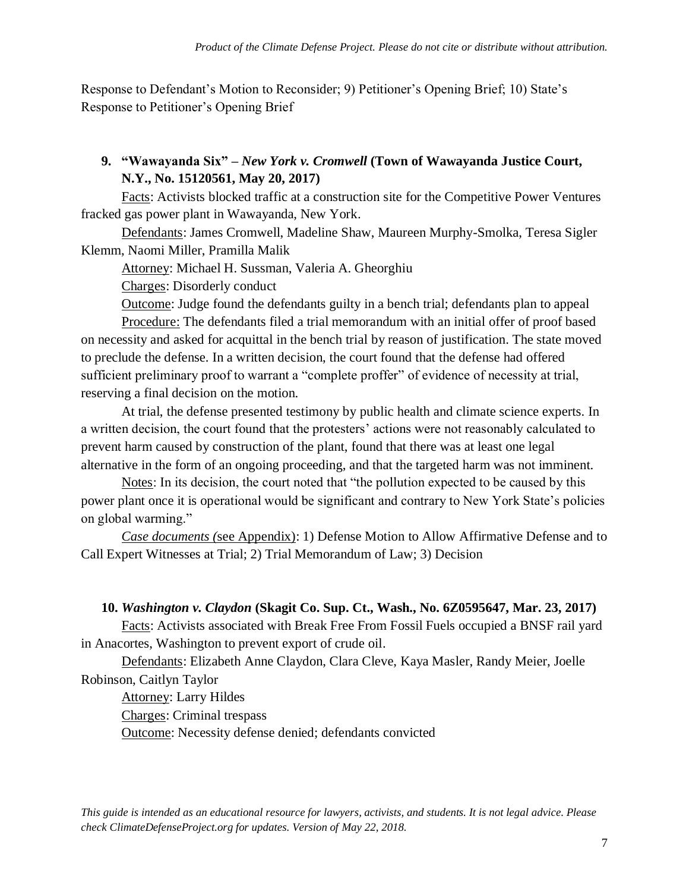Response to Defendant's Motion to Reconsider; 9) Petitioner's Opening Brief; 10) State's Response to Petitioner's Opening Brief

**9. "Wawayanda Six" – *New York v. Cromwell* (Town of Wawayanda Justice Court, N.Y., No. 15120561, May 20, 2017)**

Facts: Activists blocked traffic at a construction site for the Competitive Power Ventures fracked gas power plant in Wawayanda, New York.

Defendants: James Cromwell, Madeline Shaw, Maureen Murphy-Smolka, Teresa Sigler Klemm, Naomi Miller, Pramilla Malik

Attorney: Michael H. Sussman, Valeria A. Gheorghiu

Charges: Disorderly conduct

Outcome: Judge found the defendants guilty in a bench trial; defendants plan to appeal

Procedure: The defendants filed a trial memorandum with an initial offer of proof based on necessity and asked for acquittal in the bench trial by reason of justification. The state moved to preclude the defense. In a written decision, the court found that the defense had offered sufficient preliminary proof to warrant a "complete proffer" of evidence of necessity at trial, reserving a final decision on the motion.

At trial, the defense presented testimony by public health and climate science experts. In a written decision, the court found that the protesters' actions were not reasonably calculated to prevent harm caused by construction of the plant, found that there was at least one legal alternative in the form of an ongoing proceeding, and that the targeted harm was not imminent.

Notes: In its decision, the court noted that "the pollution expected to be caused by this power plant once it is operational would be significant and contrary to New York State's policies on global warming."

*Case documents (*see Appendix): 1) Defense Motion to Allow Affirmative Defense and to Call Expert Witnesses at Trial; 2) Trial Memorandum of Law; 3) Decision

**10. *Washington v. Claydon* (Skagit Co. Sup. Ct., Wash., No. 6Z0595647, Mar. 23, 2017)**

Facts: Activists associated with Break Free From Fossil Fuels occupied a BNSF rail yard in Anacortes, Washington to prevent export of crude oil.

Defendants: Elizabeth Anne Claydon, Clara Cleve, Kaya Masler, Randy Meier, Joelle Robinson, Caitlyn Taylor

Attorney: Larry Hildes

Charges: Criminal trespass

Outcome: Necessity defense denied; defendants convicted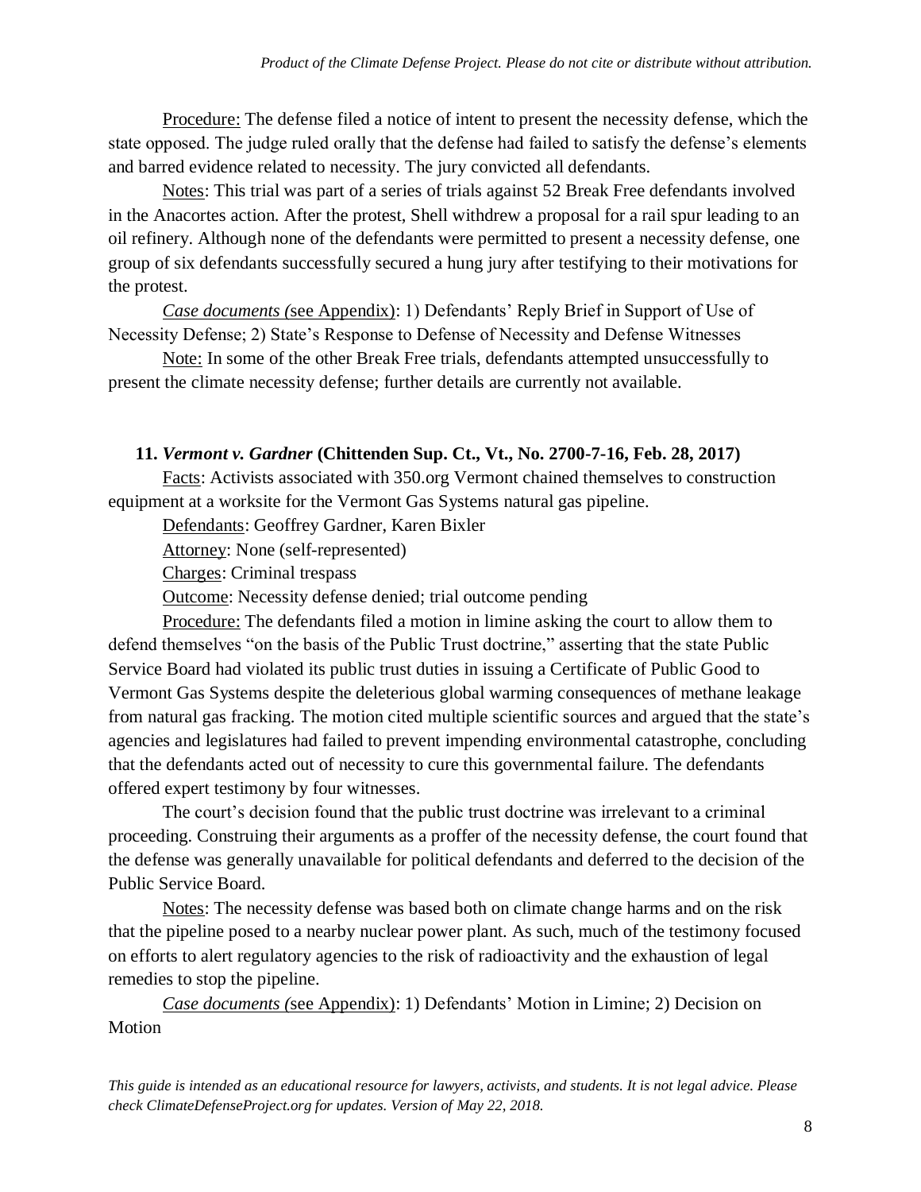Procedure: The defense filed a notice of intent to present the necessity defense, which the state opposed. The judge ruled orally that the defense had failed to satisfy the defense's elements and barred evidence related to necessity. The jury convicted all defendants.

Notes: This trial was part of a series of trials against 52 Break Free defendants involved in the Anacortes action. After the protest, Shell withdrew a proposal for a rail spur leading to an oil refinery. Although none of the defendants were permitted to present a necessity defense, one group of six defendants successfully secured a hung jury after testifying to their motivations for the protest.

*Case documents (*see Appendix): 1) Defendants' Reply Brief in Support of Use of Necessity Defense; 2) State's Response to Defense of Necessity and Defense Witnesses

Note: In some of the other Break Free trials, defendants attempted unsuccessfully to present the climate necessity defense; further details are currently not available.

#### 11. *Vermont v. Gardner* (Chittenden Sup. Ct., Vt., No. 2700-7-16, Feb. 28, 2017)

Facts: Activists associated with 350.org Vermont chained themselves to construction equipment at a worksite for the Vermont Gas Systems natural gas pipeline.

Defendants: Geoffrey Gardner, Karen Bixler

Attorney: None (self-represented)

Charges: Criminal trespass

Outcome: Necessity defense denied; trial outcome pending

Procedure: The defendants filed a motion in limine asking the court to allow them to defend themselves "on the basis of the Public Trust doctrine," asserting that the state Public Service Board had violated its public trust duties in issuing a Certificate of Public Good to Vermont Gas Systems despite the deleterious global warming consequences of methane leakage from natural gas fracking. The motion cited multiple scientific sources and argued that the state's agencies and legislatures had failed to prevent impending environmental catastrophe, concluding that the defendants acted out of necessity to cure this governmental failure. The defendants offered expert testimony by four witnesses.

The court's decision found that the public trust doctrine was irrelevant to a criminal proceeding. Construing their arguments as a proffer of the necessity defense, the court found that the defense was generally unavailable for political defendants and deferred to the decision of the Public Service Board.

Notes: The necessity defense was based both on climate change harms and on the risk that the pipeline posed to a nearby nuclear power plant. As such, much of the testimony focused on efforts to alert regulatory agencies to the risk of radioactivity and the exhaustion of legal remedies to stop the pipeline.

*Case documents (*see Appendix): 1) Defendants' Motion in Limine; 2) Decision on Motion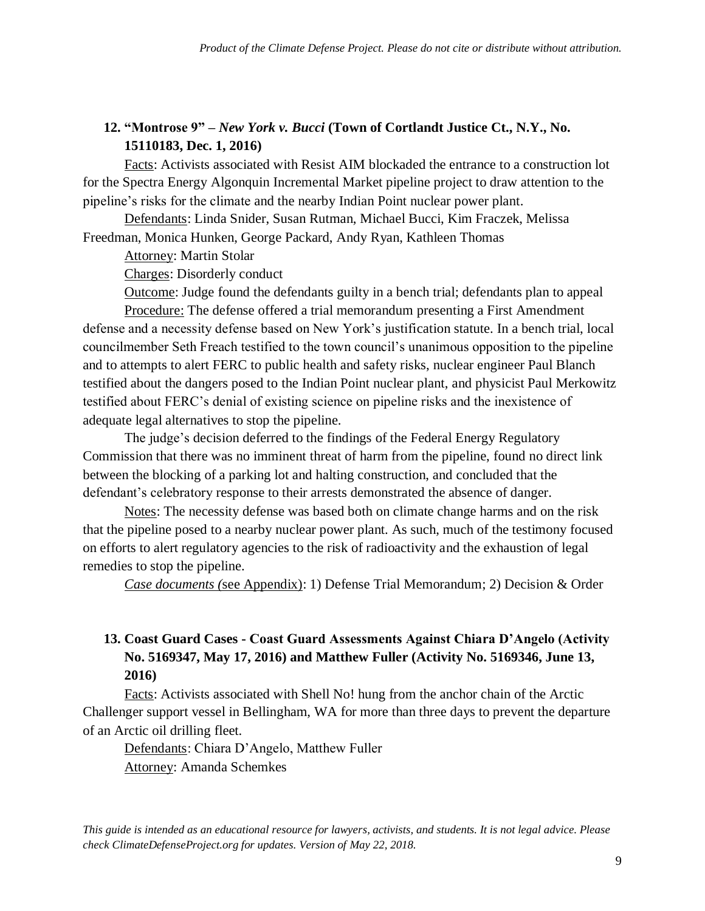### 12. "Montrose 9" – *New York v. Bucci* (Town of Cortlandt Justice Ct., N.Y., No. 15110183, Dec. 1, 2016)

Facts: Activists associated with Resist AIM blockaded the entrance to a construction lot for the Spectra Energy Algonquin Incremental Market pipeline project to draw attention to the pipeline's risks for the climate and the nearby Indian Point nuclear power plant.

Defendants: Linda Snider, Susan Rutman, Michael Bucci, Kim Fraczek, Melissa Freedman, Monica Hunken, George Packard, Andy Ryan, Kathleen Thomas

Attorney: Martin Stolar

Charges: Disorderly conduct

Outcome: Judge found the defendants guilty in a bench trial; defendants plan to appeal

Procedure: The defense offered a trial memorandum presenting a First Amendment defense and a necessity defense based on New York's justification statute. In a bench trial, local councilmember Seth Freach testified to the town council's unanimous opposition to the pipeline and to attempts to alert FERC to public health and safety risks, nuclear engineer Paul Blanch testified about the dangers posed to the Indian Point nuclear plant, and physicist Paul Merkowitz testified about FERC's denial of existing science on pipeline risks and the inexistence of adequate legal alternatives to stop the pipeline.

The judge's decision deferred to the findings of the Federal Energy Regulatory Commission that there was no imminent threat of harm from the pipeline, found no direct link between the blocking of a parking lot and halting construction, and concluded that the defendant's celebratory response to their arrests demonstrated the absence of danger.

Notes: The necessity defense was based both on climate change harms and on the risk that the pipeline posed to a nearby nuclear power plant. As such, much of the testimony focused on efforts to alert regulatory agencies to the risk of radioactivity and the exhaustion of legal remedies to stop the pipeline.

*Case documents (*see Appendix): 1) Defense Trial Memorandum; 2) Decision & Order

### 13. Coast Guard Cases - Coast Guard Assessments Against Chiara D'Angelo (Activity No. 5169347, May 17, 2016) and Matthew Fuller (Activity No. 5169346, June 13, 2016)

Facts: Activists associated with Shell No! hung from the anchor chain of the Arctic Challenger support vessel in Bellingham, WA for more than three days to prevent the departure of an Arctic oil drilling fleet.

Defendants: Chiara D'Angelo, Matthew Fuller

Attorney: Amanda Schemkes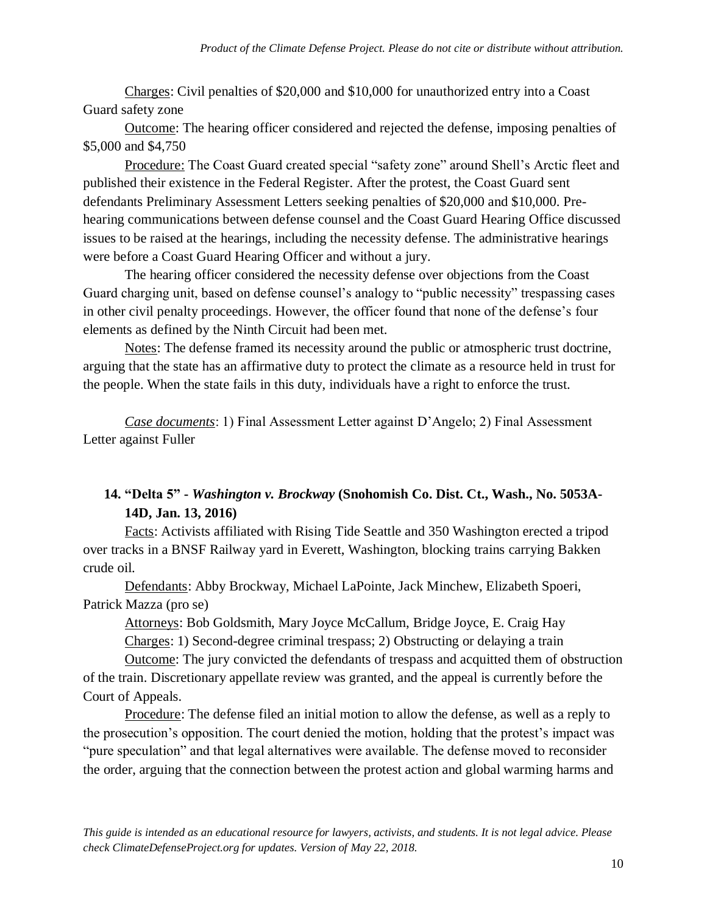Charges: Civil penalties of $20,000 and $10,000 for unauthorized entry into a Coast Guard safety zone

Outcome: The hearing officer considered and rejected the defense, imposing penalties of $5,000 and $4,750

Procedure: The Coast Guard created special "safety zone" around Shell's Arctic fleet and published their existence in the Federal Register. After the protest, the Coast Guard sent defendants Preliminary Assessment Letters seeking penalties of $20,000 and $10,000. Pre-hearing communications between defense counsel and the Coast Guard Hearing Office discussed issues to be raised at the hearings, including the necessity defense. The administrative hearings were before a Coast Guard Hearing Officer and without a jury.

The hearing officer considered the necessity defense over objections from the Coast Guard charging unit, based on defense counsel's analogy to "public necessity" trespassing cases in other civil penalty proceedings. However, the officer found that none of the defense's four elements as defined by the Ninth Circuit had been met.

Notes: The defense framed its necessity around the public or atmospheric trust doctrine, arguing that the state has an affirmative duty to protect the climate as a resource held in trust for the people. When the state fails in this duty, individuals have a right to enforce the trust.

*Case documents*: 1) Final Assessment Letter against D'Angelo; 2) Final Assessment Letter against Fuller

### 14. "Delta 5" - *Washington v. Brockway* (Snohomish Co. Dist. Ct., Wash., No. 5053A-14D, Jan. 13, 2016)

Facts: Activists affiliated with Rising Tide Seattle and 350 Washington erected a tripod over tracks in a BNSF Railway yard in Everett, Washington, blocking trains carrying Bakken crude oil.

Defendants: Abby Brockway, Michael LaPointe, Jack Minchew, Elizabeth Spoeri, Patrick Mazza (pro se)

Attorneys: Bob Goldsmith, Mary Joyce McCallum, Bridge Joyce, E. Craig Hay

Charges: 1) Second-degree criminal trespass; 2) Obstructing or delaying a train

Outcome: The jury convicted the defendants of trespass and acquitted them of obstruction of the train. Discretionary appellate review was granted, and the appeal is currently before the Court of Appeals.

Procedure: The defense filed an initial motion to allow the defense, as well as a reply to the prosecution's opposition. The court denied the motion, holding that the protest's impact was "pure speculation" and that legal alternatives were available. The defense moved to reconsider the order, arguing that the connection between the protest action and global warming harms and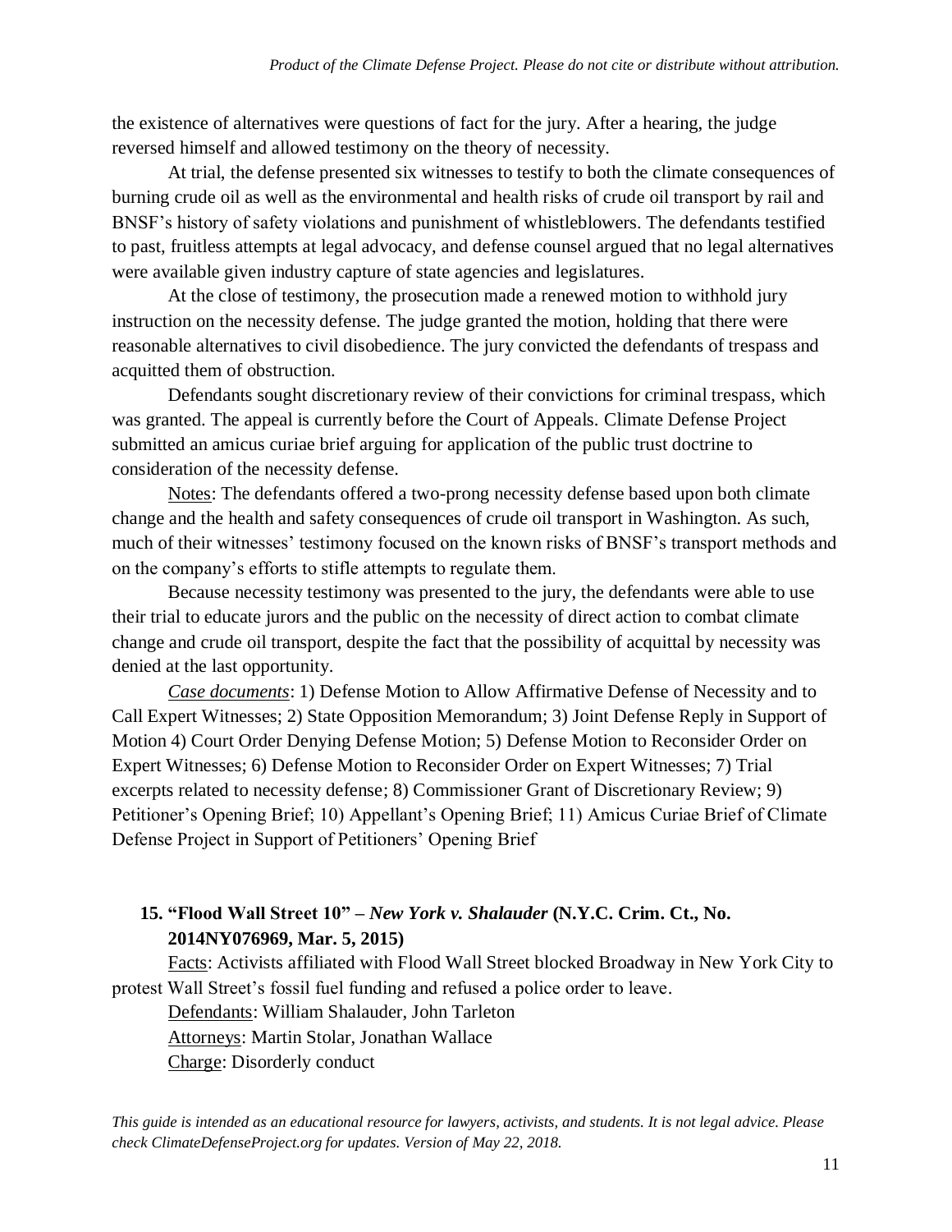the existence of alternatives were questions of fact for the jury. After a hearing, the judge reversed himself and allowed testimony on the theory of necessity.

At trial, the defense presented six witnesses to testify to both the climate consequences of burning crude oil as well as the environmental and health risks of crude oil transport by rail and BNSF's history of safety violations and punishment of whistleblowers. The defendants testified to past, fruitless attempts at legal advocacy, and defense counsel argued that no legal alternatives were available given industry capture of state agencies and legislatures.

At the close of testimony, the prosecution made a renewed motion to withhold jury instruction on the necessity defense. The judge granted the motion, holding that there were reasonable alternatives to civil disobedience. The jury convicted the defendants of trespass and acquitted them of obstruction.

Defendants sought discretionary review of their convictions for criminal trespass, which was granted. The appeal is currently before the Court of Appeals. Climate Defense Project submitted an amicus curiae brief arguing for application of the public trust doctrine to consideration of the necessity defense.

<u>Notes</u>: The defendants offered a two-prong necessity defense based upon both climate change and the health and safety consequences of crude oil transport in Washington. As such, much of their witnesses' testimony focused on the known risks of BNSF's transport methods and on the company's efforts to stifle attempts to regulate them.

Because necessity testimony was presented to the jury, the defendants were able to use their trial to educate jurors and the public on the necessity of direct action to combat climate change and crude oil transport, despite the fact that the possibility of acquittal by necessity was denied at the last opportunity.

*<u>Case documents</u>*: 1) Defense Motion to Allow Affirmative Defense of Necessity and to Call Expert Witnesses; 2) State Opposition Memorandum; 3) Joint Defense Reply in Support of Motion 4) Court Order Denying Defense Motion; 5) Defense Motion to Reconsider Order on Expert Witnesses; 6) Defense Motion to Reconsider Order on Expert Witnesses; 7) Trial excerpts related to necessity defense; 8) Commissioner Grant of Discretionary Review; 9) Petitioner's Opening Brief; 10) Appellant's Opening Brief; 11) Amicus Curiae Brief of Climate Defense Project in Support of Petitioners' Opening Brief

### 15. "Flood Wall Street 10" – *New York v. Shalauder* (N.Y.C. Crim. Ct., No. 2014NY076969, Mar. 5, 2015)

<u>Facts</u>: Activists affiliated with Flood Wall Street blocked Broadway in New York City to protest Wall Street's fossil fuel funding and refused a police order to leave.

<u>Defendants</u>: William Shalauder, John Tarleton

<u>Attorneys</u>: Martin Stolar, Jonathan Wallace

<u>Charge</u>: Disorderly conduct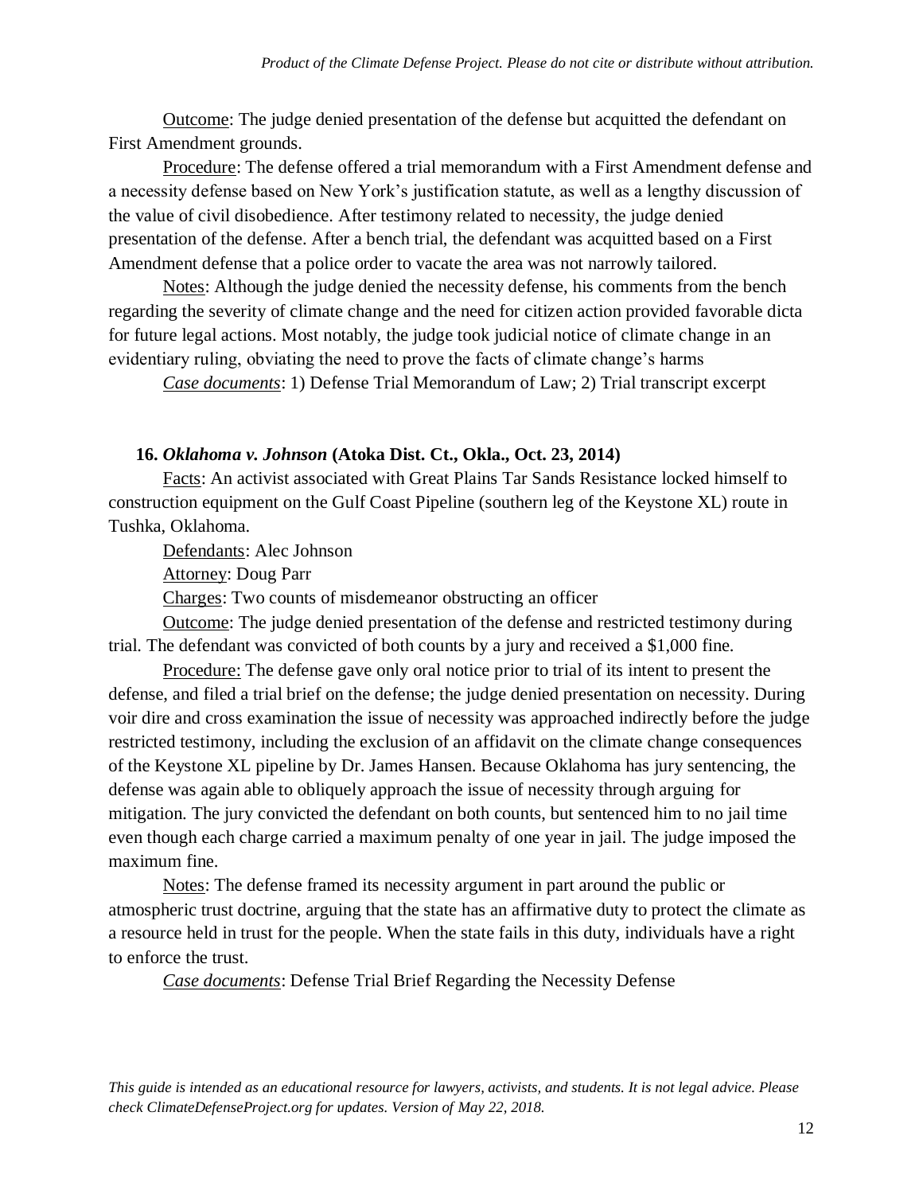Outcome: The judge denied presentation of the defense but acquitted the defendant on First Amendment grounds.

Procedure: The defense offered a trial memorandum with a First Amendment defense and a necessity defense based on New York's justification statute, as well as a lengthy discussion of the value of civil disobedience. After testimony related to necessity, the judge denied presentation of the defense. After a bench trial, the defendant was acquitted based on a First Amendment defense that a police order to vacate the area was not narrowly tailored.

Notes: Although the judge denied the necessity defense, his comments from the bench regarding the severity of climate change and the need for citizen action provided favorable dicta for future legal actions. Most notably, the judge took judicial notice of climate change in an evidentiary ruling, obviating the need to prove the facts of climate change's harms

*Case documents*: 1) Defense Trial Memorandum of Law; 2) Trial transcript excerpt

### 16. *Oklahoma v. Johnson* (Atoka Dist. Ct., Okla., Oct. 23, 2014)

Facts: An activist associated with Great Plains Tar Sands Resistance locked himself to construction equipment on the Gulf Coast Pipeline (southern leg of the Keystone XL) route in Tushka, Oklahoma.

Defendants: Alec Johnson

Attorney: Doug Parr

Charges: Two counts of misdemeanor obstructing an officer

Outcome: The judge denied presentation of the defense and restricted testimony during trial. The defendant was convicted of both counts by a jury and received a $1,000 fine.

Procedure: The defense gave only oral notice prior to trial of its intent to present the defense, and filed a trial brief on the defense; the judge denied presentation on necessity. During voir dire and cross examination the issue of necessity was approached indirectly before the judge restricted testimony, including the exclusion of an affidavit on the climate change consequences of the Keystone XL pipeline by Dr. James Hansen. Because Oklahoma has jury sentencing, the defense was again able to obliquely approach the issue of necessity through arguing for mitigation. The jury convicted the defendant on both counts, but sentenced him to no jail time even though each charge carried a maximum penalty of one year in jail. The judge imposed the maximum fine.

Notes: The defense framed its necessity argument in part around the public or atmospheric trust doctrine, arguing that the state has an affirmative duty to protect the climate as a resource held in trust for the people. When the state fails in this duty, individuals have a right to enforce the trust.

*Case documents*: Defense Trial Brief Regarding the Necessity Defense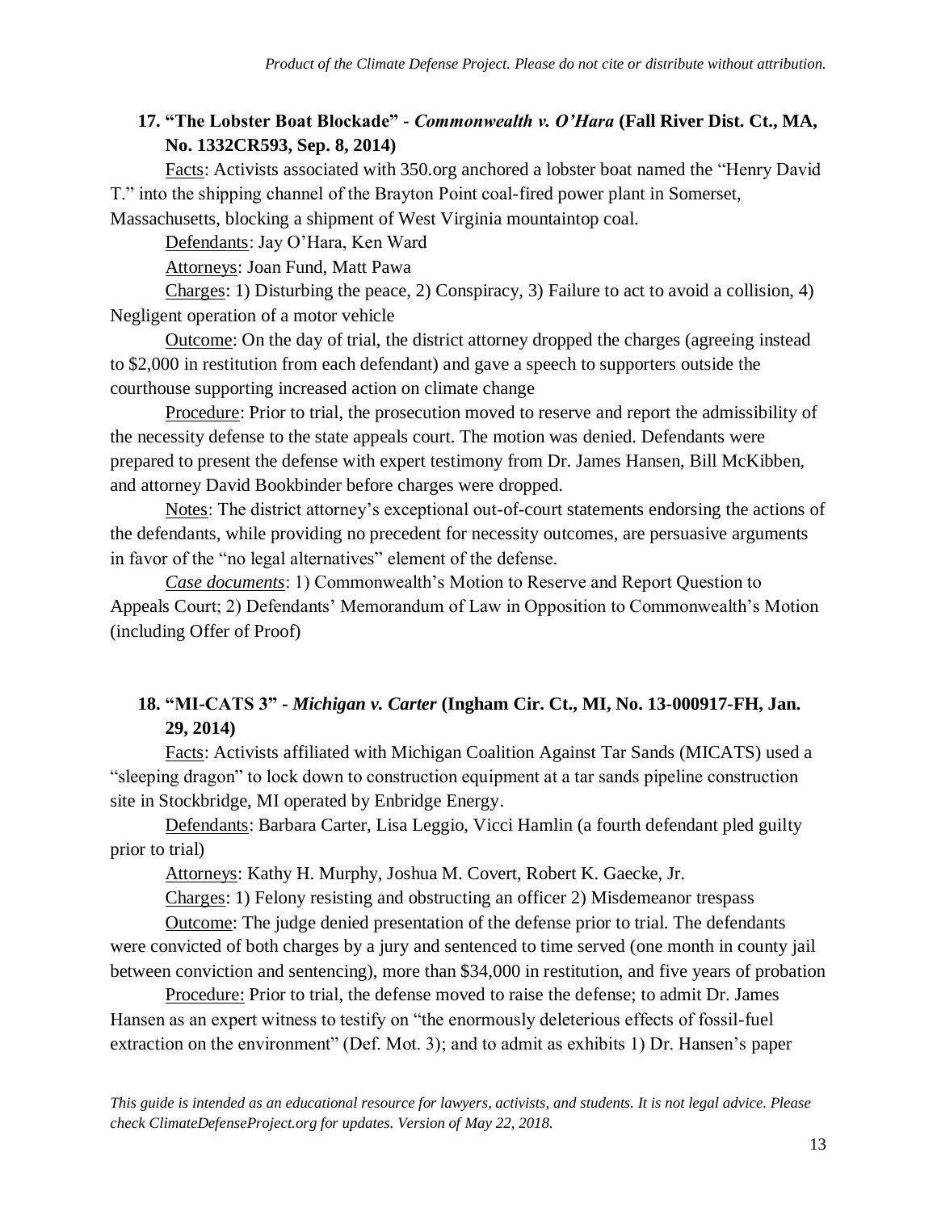### 17. "The Lobster Boat Blockade" - *Commonwealth v. O'Hara* (Fall River Dist. Ct., MA, No. 1332CR593, Sep. 8, 2014)

Facts: Activists associated with 350.org anchored a lobster boat named the "Henry David T." into the shipping channel of the Brayton Point coal-fired power plant in Somerset, Massachusetts, blocking a shipment of West Virginia mountaintop coal.

Defendants: Jay O'Hara, Ken Ward

Attorneys: Joan Fund, Matt Pawa

Charges: 1) Disturbing the peace, 2) Conspiracy, 3) Failure to act to avoid a collision, 4) Negligent operation of a motor vehicle

Outcome: On the day of trial, the district attorney dropped the charges (agreeing instead to $2,000 in restitution from each defendant) and gave a speech to supporters outside the courthouse supporting increased action on climate change

Procedure: Prior to trial, the prosecution moved to reserve and report the admissibility of the necessity defense to the state appeals court. The motion was denied. Defendants were prepared to present the defense with expert testimony from Dr. James Hansen, Bill McKibben, and attorney David Bookbinder before charges were dropped.

Notes: The district attorney's exceptional out-of-court statements endorsing the actions of the defendants, while providing no precedent for necessity outcomes, are persuasive arguments in favor of the "no legal alternatives" element of the defense.

*Case documents*: 1) Commonwealth's Motion to Reserve and Report Question to Appeals Court; 2) Defendants' Memorandum of Law in Opposition to Commonwealth's Motion (including Offer of Proof)

### 18. "MI-CATS 3" - *Michigan v. Carter* (Ingham Cir. Ct., MI, No. 13-000917-FH, Jan. 29, 2014)

Facts: Activists affiliated with Michigan Coalition Against Tar Sands (MICATS) used a "sleeping dragon" to lock down to construction equipment at a tar sands pipeline construction site in Stockbridge, MI operated by Enbridge Energy.

Defendants: Barbara Carter, Lisa Leggio, Vicci Hamlin (a fourth defendant pled guilty prior to trial)

Attorneys: Kathy H. Murphy, Joshua M. Covert, Robert K. Gaecke, Jr.

Charges: 1) Felony resisting and obstructing an officer 2) Misdemeanor trespass

Outcome: The judge denied presentation of the defense prior to trial. The defendants were convicted of both charges by a jury and sentenced to time served (one month in county jail between conviction and sentencing), more than $34,000 in restitution, and five years of probation

Procedure: Prior to trial, the defense moved to raise the defense; to admit Dr. James Hansen as an expert witness to testify on "the enormously deleterious effects of fossil-fuel extraction on the environment" (Def. Mot. 3); and to admit as exhibits 1) Dr. Hansen's paper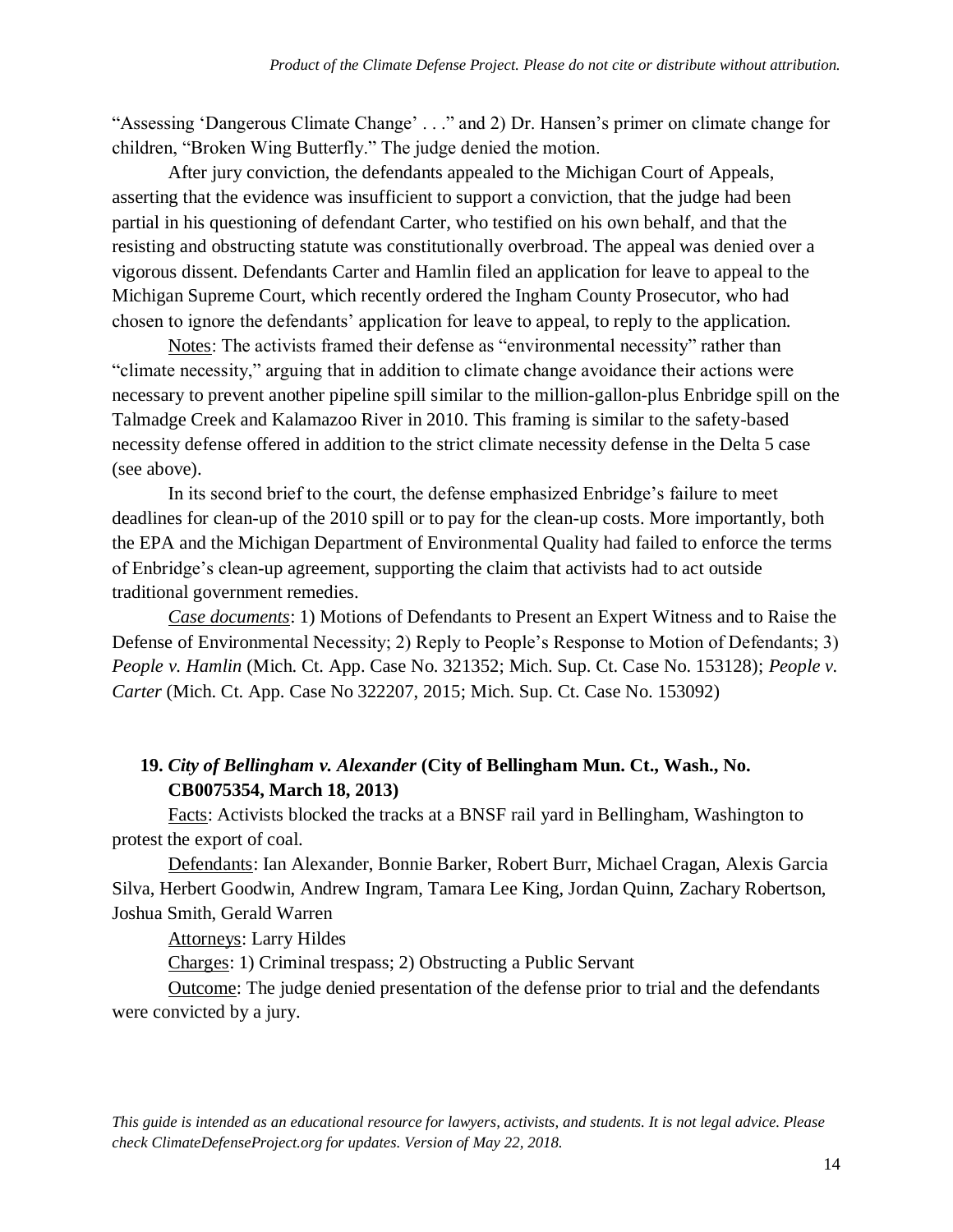"Assessing 'Dangerous Climate Change' . . ." and 2) Dr. Hansen's primer on climate change for children, "Broken Wing Butterfly." The judge denied the motion.

After jury conviction, the defendants appealed to the Michigan Court of Appeals, asserting that the evidence was insufficient to support a conviction, that the judge had been partial in his questioning of defendant Carter, who testified on his own behalf, and that the resisting and obstructing statute was constitutionally overbroad. The appeal was denied over a vigorous dissent. Defendants Carter and Hamlin filed an application for leave to appeal to the Michigan Supreme Court, which recently ordered the Ingham County Prosecutor, who had chosen to ignore the defendants' application for leave to appeal, to reply to the application.

Notes: The activists framed their defense as "environmental necessity" rather than "climate necessity," arguing that in addition to climate change avoidance their actions were necessary to prevent another pipeline spill similar to the million-gallon-plus Enbridge spill on the Talmadge Creek and Kalamazoo River in 2010. This framing is similar to the safety-based necessity defense offered in addition to the strict climate necessity defense in the Delta 5 case (see above).

In its second brief to the court, the defense emphasized Enbridge's failure to meet deadlines for clean-up of the 2010 spill or to pay for the clean-up costs. More importantly, both the EPA and the Michigan Department of Environmental Quality had failed to enforce the terms of Enbridge's clean-up agreement, supporting the claim that activists had to act outside traditional government remedies.

*Case documents*: 1) Motions of Defendants to Present an Expert Witness and to Raise the Defense of Environmental Necessity; 2) Reply to People's Response to Motion of Defendants; 3) *People v. Hamlin* (Mich. Ct. App. Case No. 321352; Mich. Sup. Ct. Case No. 153128); *People v. Carter* (Mich. Ct. App. Case No 322207, 2015; Mich. Sup. Ct. Case No. 153092)

### 19. *City of Bellingham v. Alexander* (City of Bellingham Mun. Ct., Wash., No. CB0075354, March 18, 2013)

Facts: Activists blocked the tracks at a BNSF rail yard in Bellingham, Washington to protest the export of coal.

Defendants: Ian Alexander, Bonnie Barker, Robert Burr, Michael Cragan, Alexis Garcia Silva, Herbert Goodwin, Andrew Ingram, Tamara Lee King, Jordan Quinn, Zachary Robertson, Joshua Smith, Gerald Warren

Attorneys: Larry Hildes

Charges: 1) Criminal trespass; 2) Obstructing a Public Servant

Outcome: The judge denied presentation of the defense prior to trial and the defendants were convicted by a jury.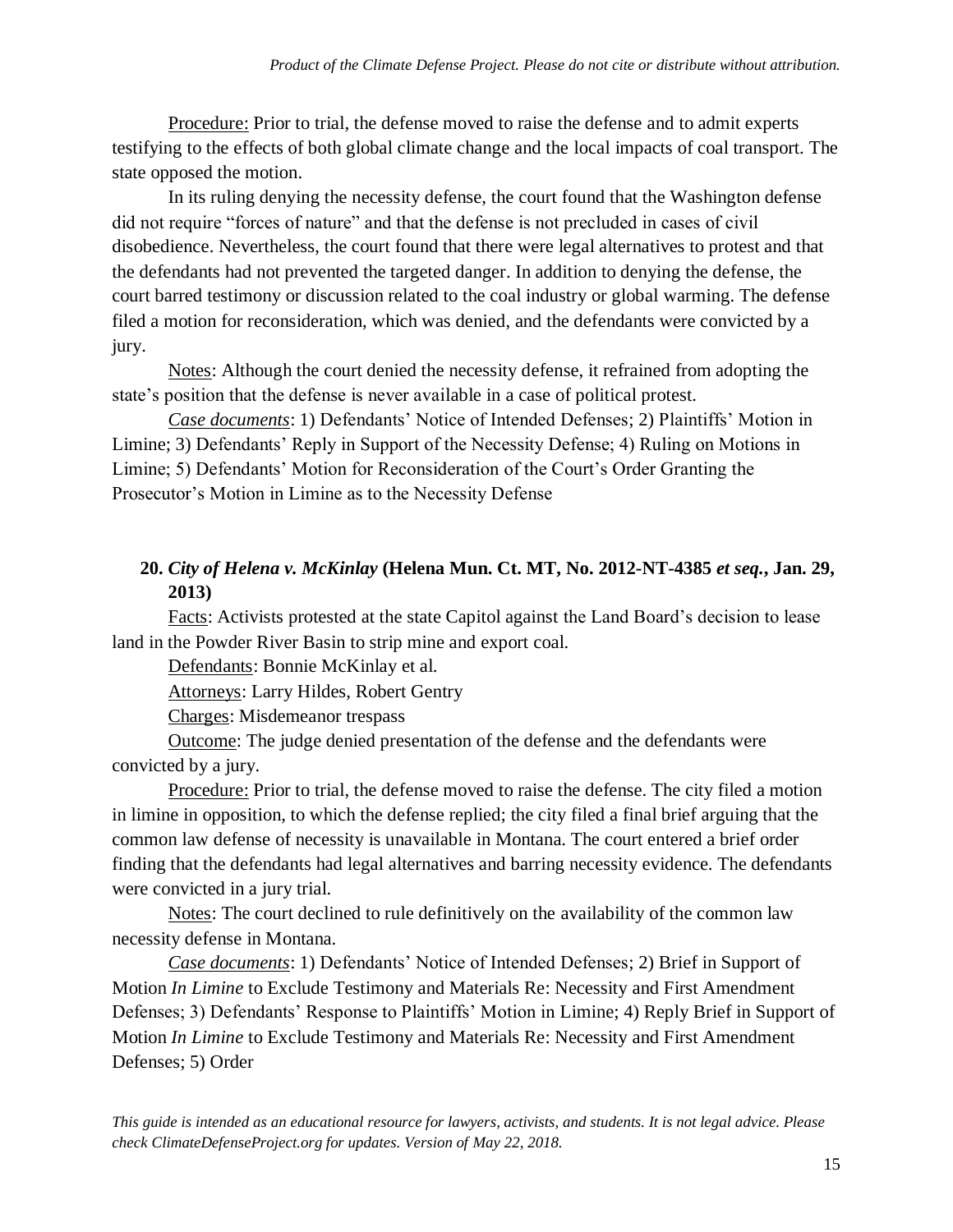<u>Procedure:</u> Prior to trial, the defense moved to raise the defense and to admit experts testifying to the effects of both global climate change and the local impacts of coal transport. The state opposed the motion.

In its ruling denying the necessity defense, the court found that the Washington defense did not require "forces of nature" and that the defense is not precluded in cases of civil disobedience. Nevertheless, the court found that there were legal alternatives to protest and that the defendants had not prevented the targeted danger. In addition to denying the defense, the court barred testimony or discussion related to the coal industry or global warming. The defense filed a motion for reconsideration, which was denied, and the defendants were convicted by a jury.

<u>Notes</u>: Although the court denied the necessity defense, it refrained from adopting the state's position that the defense is never available in a case of political protest.

<u>*Case documents*</u>: 1) Defendants' Notice of Intended Defenses; 2) Plaintiffs' Motion in Limine; 3) Defendants' Reply in Support of the Necessity Defense; 4) Ruling on Motions in Limine; 5) Defendants' Motion for Reconsideration of the Court's Order Granting the Prosecutor's Motion in Limine as to the Necessity Defense

### 20. *City of Helena v. McKinlay* (Helena Mun. Ct. MT, No. 2012-NT-4385 *et seq.*, Jan. 29, 2013)

<u>Facts</u>: Activists protested at the state Capitol against the Land Board's decision to lease land in the Powder River Basin to strip mine and export coal.

<u>Defendants</u>: Bonnie McKinlay et al.

<u>Attorneys</u>: Larry Hildes, Robert Gentry

<u>Charges</u>: Misdemeanor trespass

<u>Outcome</u>: The judge denied presentation of the defense and the defendants were convicted by a jury.

<u>Procedure:</u> Prior to trial, the defense moved to raise the defense. The city filed a motion in limine in opposition, to which the defense replied; the city filed a final brief arguing that the common law defense of necessity is unavailable in Montana. The court entered a brief order finding that the defendants had legal alternatives and barring necessity evidence. The defendants were convicted in a jury trial.

<u>Notes</u>: The court declined to rule definitively on the availability of the common law necessity defense in Montana.

<u>*Case documents*</u>: 1) Defendants' Notice of Intended Defenses; 2) Brief in Support of Motion *In Limine* to Exclude Testimony and Materials Re: Necessity and First Amendment Defenses; 3) Defendants' Response to Plaintiffs' Motion in Limine; 4) Reply Brief in Support of Motion *In Limine* to Exclude Testimony and Materials Re: Necessity and First Amendment Defenses; 5) Order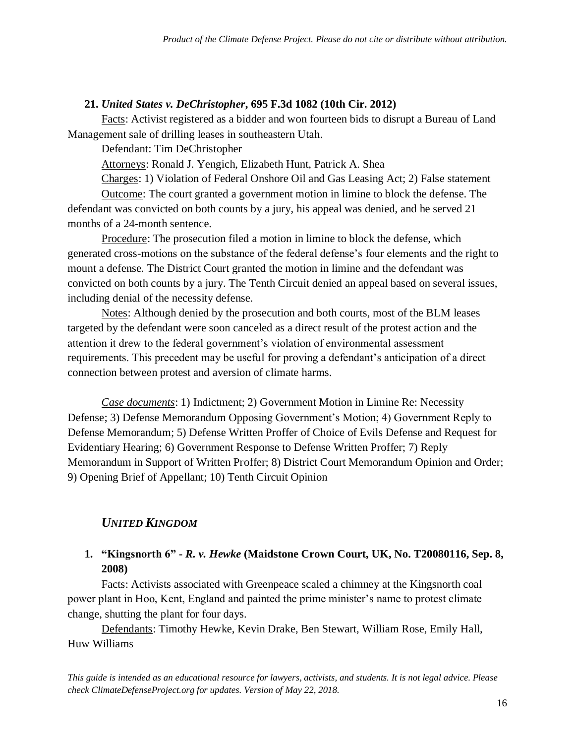**21. *United States v. DeChristopher*, 695 F.3d 1082 (10th Cir. 2012)**

Facts: Activist registered as a bidder and won fourteen bids to disrupt a Bureau of Land Management sale of drilling leases in southeastern Utah.

Defendant: Tim DeChristopher

Attorneys: Ronald J. Yengich, Elizabeth Hunt, Patrick A. Shea

Charges: 1) Violation of Federal Onshore Oil and Gas Leasing Act; 2) False statement

Outcome: The court granted a government motion in limine to block the defense. The defendant was convicted on both counts by a jury, his appeal was denied, and he served 21 months of a 24-month sentence.

Procedure: The prosecution filed a motion in limine to block the defense, which generated cross-motions on the substance of the federal defense's four elements and the right to mount a defense. The District Court granted the motion in limine and the defendant was convicted on both counts by a jury. The Tenth Circuit denied an appeal based on several issues, including denial of the necessity defense.

Notes: Although denied by the prosecution and both courts, most of the BLM leases targeted by the defendant were soon canceled as a direct result of the protest action and the attention it drew to the federal government's violation of environmental assessment requirements. This precedent may be useful for proving a defendant's anticipation of a direct connection between protest and aversion of climate harms.

*Case documents*: 1) Indictment; 2) Government Motion in Limine Re: Necessity Defense; 3) Defense Memorandum Opposing Government's Motion; 4) Government Reply to Defense Memorandum; 5) Defense Written Proffer of Choice of Evils Defense and Request for Evidentiary Hearing; 6) Government Response to Defense Written Proffer; 7) Reply Memorandum in Support of Written Proffer; 8) District Court Memorandum Opinion and Order; 9) Opening Brief of Appellant; 10) Tenth Circuit Opinion

## *UNITED KINGDOM*

**1. "Kingsnorth 6" - *R. v. Hewke* (Maidstone Crown Court, UK, No. T20080116, Sep. 8, 2008)**

Facts: Activists associated with Greenpeace scaled a chimney at the Kingsnorth coal power plant in Hoo, Kent, England and painted the prime minister's name to protest climate change, shutting the plant for four days.

Defendants: Timothy Hewke, Kevin Drake, Ben Stewart, William Rose, Emily Hall, Huw Williams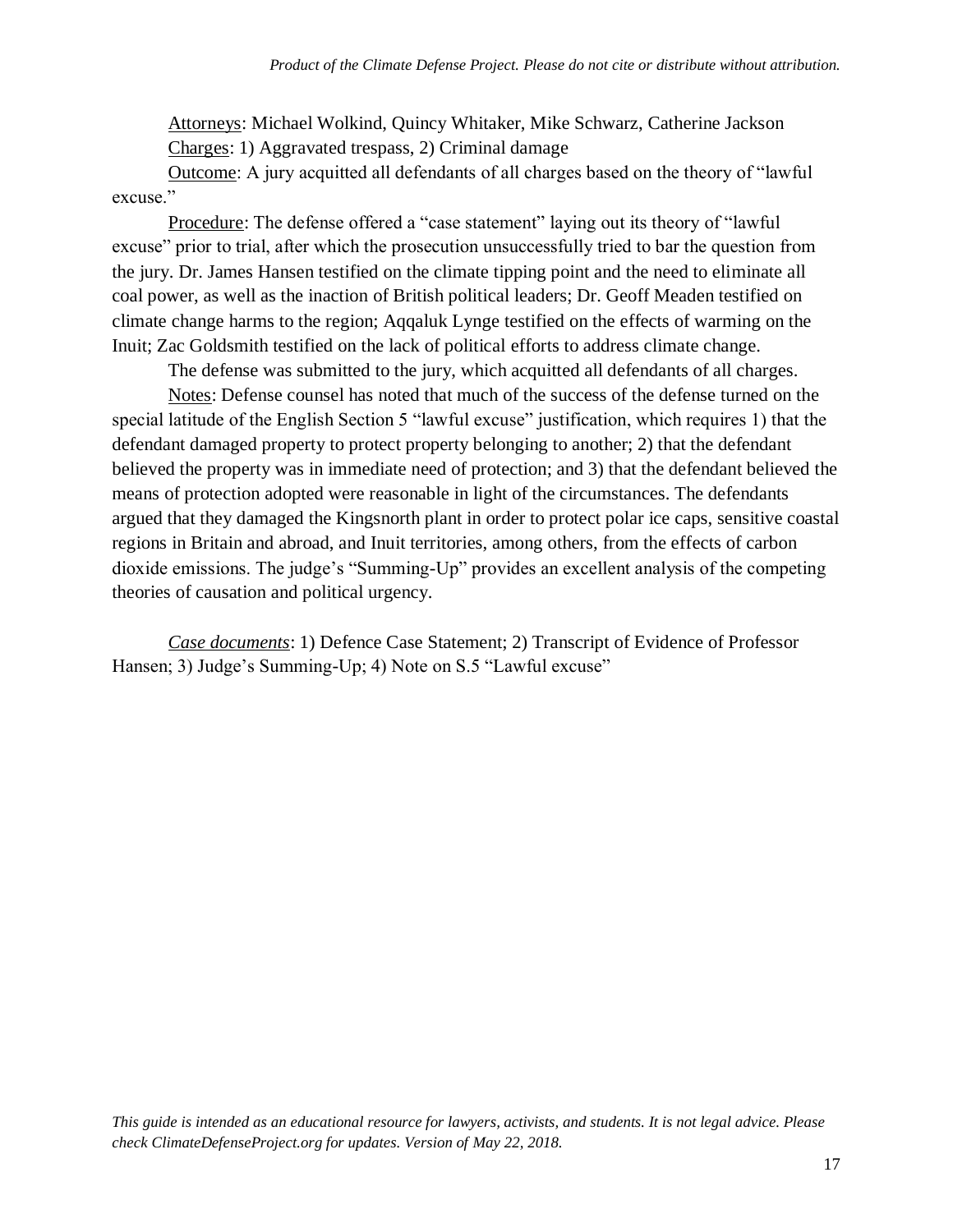Attorneys: Michael Wolkind, Quincy Whitaker, Mike Schwarz, Catherine Jackson

Charges: 1) Aggravated trespass, 2) Criminal damage

Outcome: A jury acquitted all defendants of all charges based on the theory of "lawful excuse."

Procedure: The defense offered a "case statement" laying out its theory of "lawful excuse" prior to trial, after which the prosecution unsuccessfully tried to bar the question from the jury. Dr. James Hansen testified on the climate tipping point and the need to eliminate all coal power, as well as the inaction of British political leaders; Dr. Geoff Meaden testified on climate change harms to the region; Aqqaluk Lynge testified on the effects of warming on the Inuit; Zac Goldsmith testified on the lack of political efforts to address climate change.

The defense was submitted to the jury, which acquitted all defendants of all charges.

Notes: Defense counsel has noted that much of the success of the defense turned on the special latitude of the English Section 5 "lawful excuse" justification, which requires 1) that the defendant damaged property to protect property belonging to another; 2) that the defendant believed the property was in immediate need of protection; and 3) that the defendant believed the means of protection adopted were reasonable in light of the circumstances. The defendants argued that they damaged the Kingsnorth plant in order to protect polar ice caps, sensitive coastal regions in Britain and abroad, and Inuit territories, among others, from the effects of carbon dioxide emissions. The judge's "Summing-Up" provides an excellent analysis of the competing theories of causation and political urgency.

*Case documents*: 1) Defence Case Statement; 2) Transcript of Evidence of Professor Hansen; 3) Judge's Summing-Up; 4) Note on S.5 "Lawful excuse"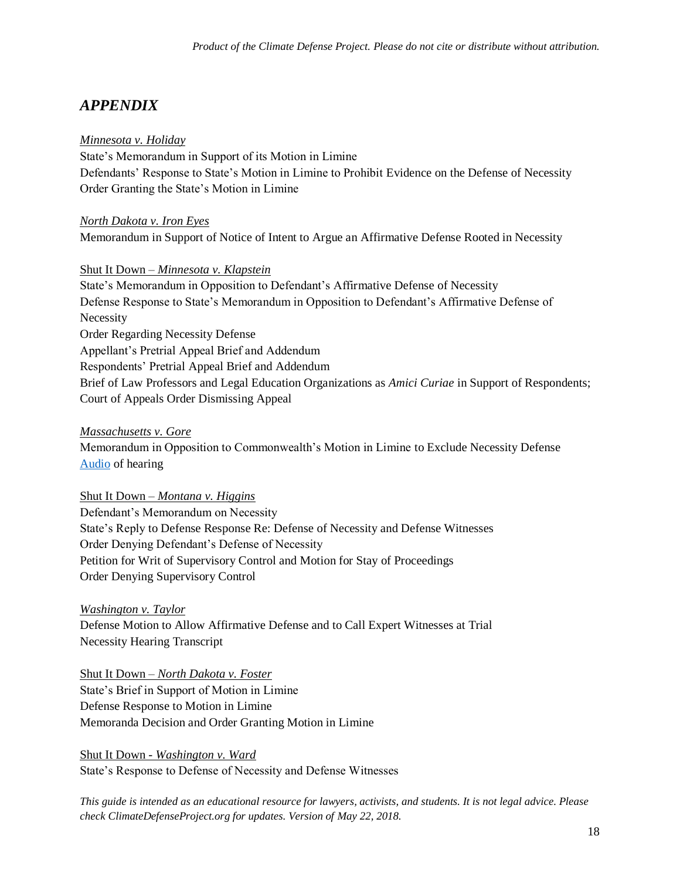## *APPENDIX*

*Minnesota v. Holiday*
State's Memorandum in Support of its Motion in Limine
Defendants' Response to State's Motion in Limine to Prohibit Evidence on the Defense of Necessity
Order Granting the State's Motion in Limine

*North Dakota v. Iron Eyes*
Memorandum in Support of Notice of Intent to Argue an Affirmative Defense Rooted in Necessity

Shut It Down – *Minnesota v. Klapstein*
State's Memorandum in Opposition to Defendant's Affirmative Defense of Necessity
Defense Response to State's Memorandum in Opposition to Defendant's Affirmative Defense of Necessity
Order Regarding Necessity Defense
Appellant's Pretrial Appeal Brief and Addendum
Respondents' Pretrial Appeal Brief and Addendum
Brief of Law Professors and Legal Education Organizations as *Amici Curiae* in Support of Respondents; Court of Appeals Order Dismissing Appeal

*Massachusetts v. Gore*
Memorandum in Opposition to Commonwealth's Motion in Limine to Exclude Necessity Defense
Audio of hearing

Shut It Down – *Montana v. Higgins*
Defendant's Memorandum on Necessity
State's Reply to Defense Response Re: Defense of Necessity and Defense Witnesses
Order Denying Defendant's Defense of Necessity
Petition for Writ of Supervisory Control and Motion for Stay of Proceedings
Order Denying Supervisory Control

*Washington v. Taylor*
Defense Motion to Allow Affirmative Defense and to Call Expert Witnesses at Trial
Necessity Hearing Transcript

Shut It Down – *North Dakota v. Foster*
State's Brief in Support of Motion in Limine
Defense Response to Motion in Limine
Memoranda Decision and Order Granting Motion in Limine

Shut It Down - *Washington v. Ward*
State's Response to Defense of Necessity and Defense Witnesses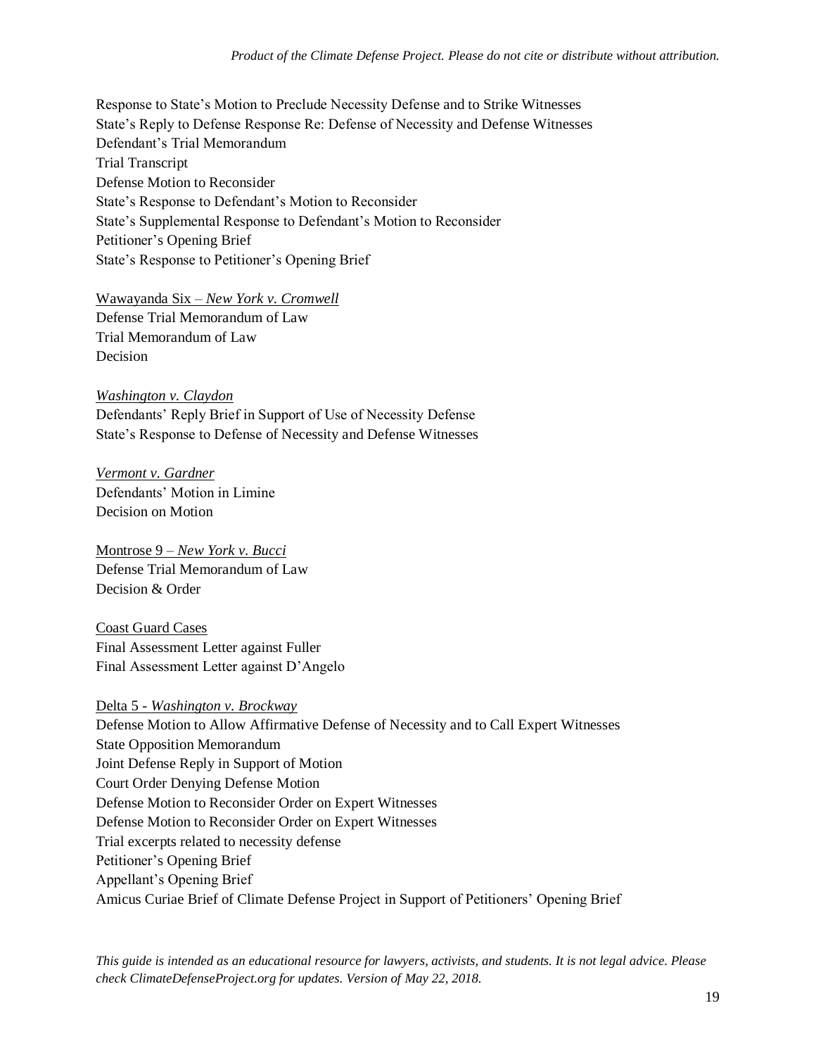Response to State's Motion to Preclude Necessity Defense and to Strike Witnesses
State's Reply to Defense Response Re: Defense of Necessity and Defense Witnesses
Defendant's Trial Memorandum
Trial Transcript
Defense Motion to Reconsider
State's Response to Defendant's Motion to Reconsider
State's Supplemental Response to Defendant's Motion to Reconsider
Petitioner's Opening Brief
State's Response to Petitioner's Opening Brief

Wawayanda Six – *New York v. Cromwell*
Defense Trial Memorandum of Law
Trial Memorandum of Law
Decision

*Washington v. Claydon*
Defendants' Reply Brief in Support of Use of Necessity Defense
State's Response to Defense of Necessity and Defense Witnesses

*Vermont v. Gardner*
Defendants' Motion in Limine
Decision on Motion

Montrose 9 – *New York v. Bucci*
Defense Trial Memorandum of Law
Decision & Order

Coast Guard Cases
Final Assessment Letter against Fuller
Final Assessment Letter against D'Angelo

Delta 5 - *Washington v. Brockway*
Defense Motion to Allow Affirmative Defense of Necessity and to Call Expert Witnesses
State Opposition Memorandum
Joint Defense Reply in Support of Motion
Court Order Denying Defense Motion
Defense Motion to Reconsider Order on Expert Witnesses
Defense Motion to Reconsider Order on Expert Witnesses
Trial excerpts related to necessity defense
Petitioner's Opening Brief
Appellant's Opening Brief
Amicus Curiae Brief of Climate Defense Project in Support of Petitioners' Opening Brief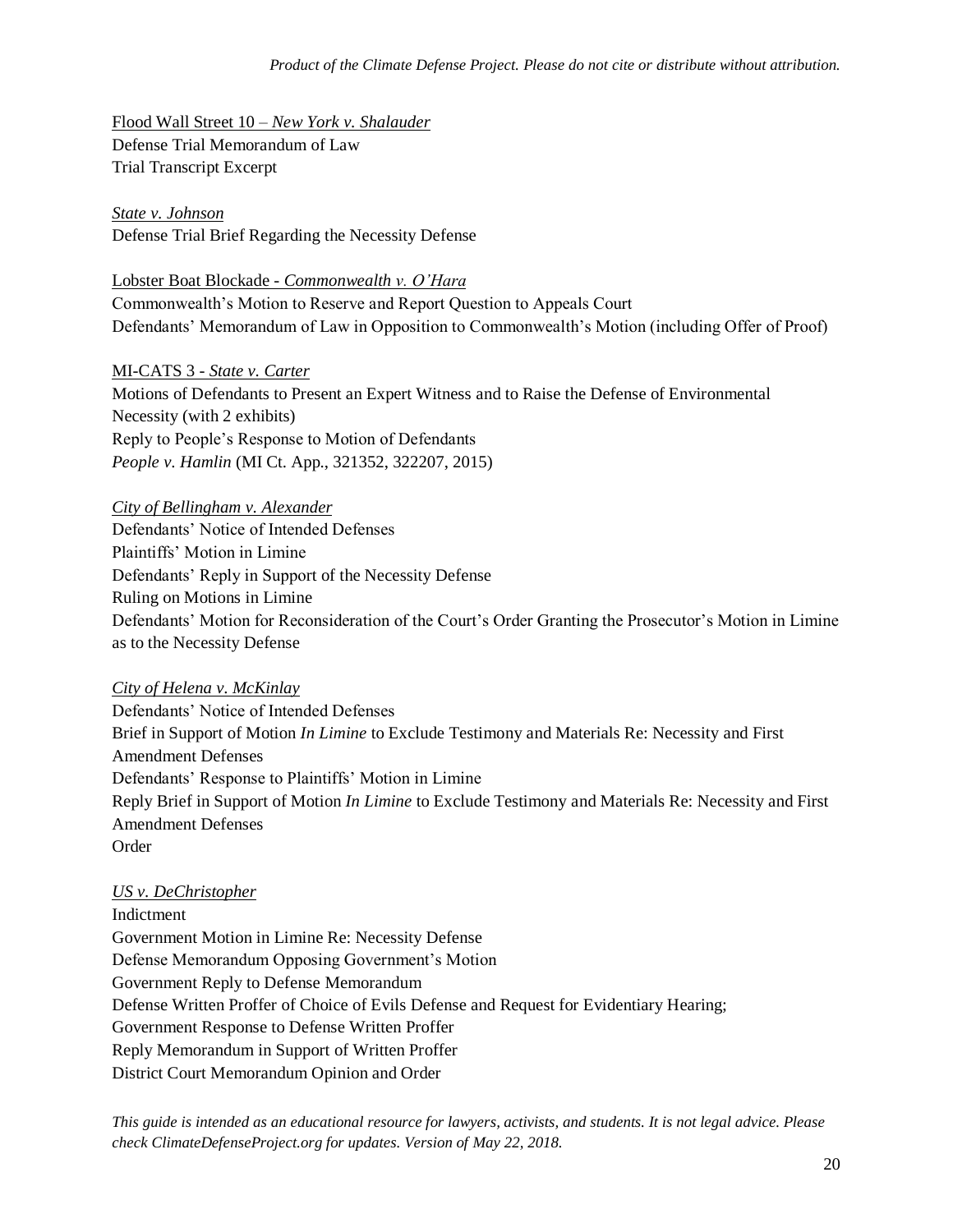<u>Flood Wall Street 10 – *New York v. Shalauder*</u>
Defense Trial Memorandum of Law
Trial Transcript Excerpt

<u>*State v. Johnson*</u>
Defense Trial Brief Regarding the Necessity Defense

<u>Lobster Boat Blockade - *Commonwealth v. O'Hara*</u>
Commonwealth's Motion to Reserve and Report Question to Appeals Court
Defendants' Memorandum of Law in Opposition to Commonwealth's Motion (including Offer of Proof)

<u>MI-CATS 3 - *State v. Carter*</u>
Motions of Defendants to Present an Expert Witness and to Raise the Defense of Environmental Necessity (with 2 exhibits)
Reply to People's Response to Motion of Defendants
*People v. Hamlin* (MI Ct. App., 321352, 322207, 2015)

<u>*City of Bellingham v. Alexander*</u>
Defendants' Notice of Intended Defenses
Plaintiffs' Motion in Limine
Defendants' Reply in Support of the Necessity Defense
Ruling on Motions in Limine
Defendants' Motion for Reconsideration of the Court's Order Granting the Prosecutor's Motion in Limine as to the Necessity Defense

<u>*City of Helena v. McKinlay*</u>
Defendants' Notice of Intended Defenses
Brief in Support of Motion *In Limine* to Exclude Testimony and Materials Re: Necessity and First Amendment Defenses
Defendants' Response to Plaintiffs' Motion in Limine
Reply Brief in Support of Motion *In Limine* to Exclude Testimony and Materials Re: Necessity and First Amendment Defenses
Order

<u>*US v. DeChristopher*</u>
Indictment
Government Motion in Limine Re: Necessity Defense
Defense Memorandum Opposing Government's Motion
Government Reply to Defense Memorandum
Defense Written Proffer of Choice of Evils Defense and Request for Evidentiary Hearing;
Government Response to Defense Written Proffer
Reply Memorandum in Support of Written Proffer
District Court Memorandum Opinion and Order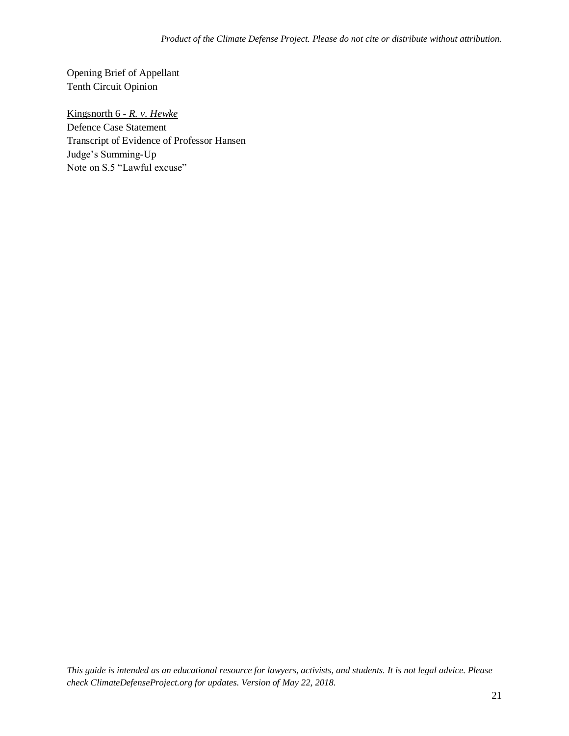Opening Brief of Appellant
Tenth Circuit Opinion

<u>Kingsnorth 6 - *R. v. Hewke*</u>
Defence Case Statement
Transcript of Evidence of Professor Hansen
Judge's Summing-Up
Note on S.5 "Lawful excuse"